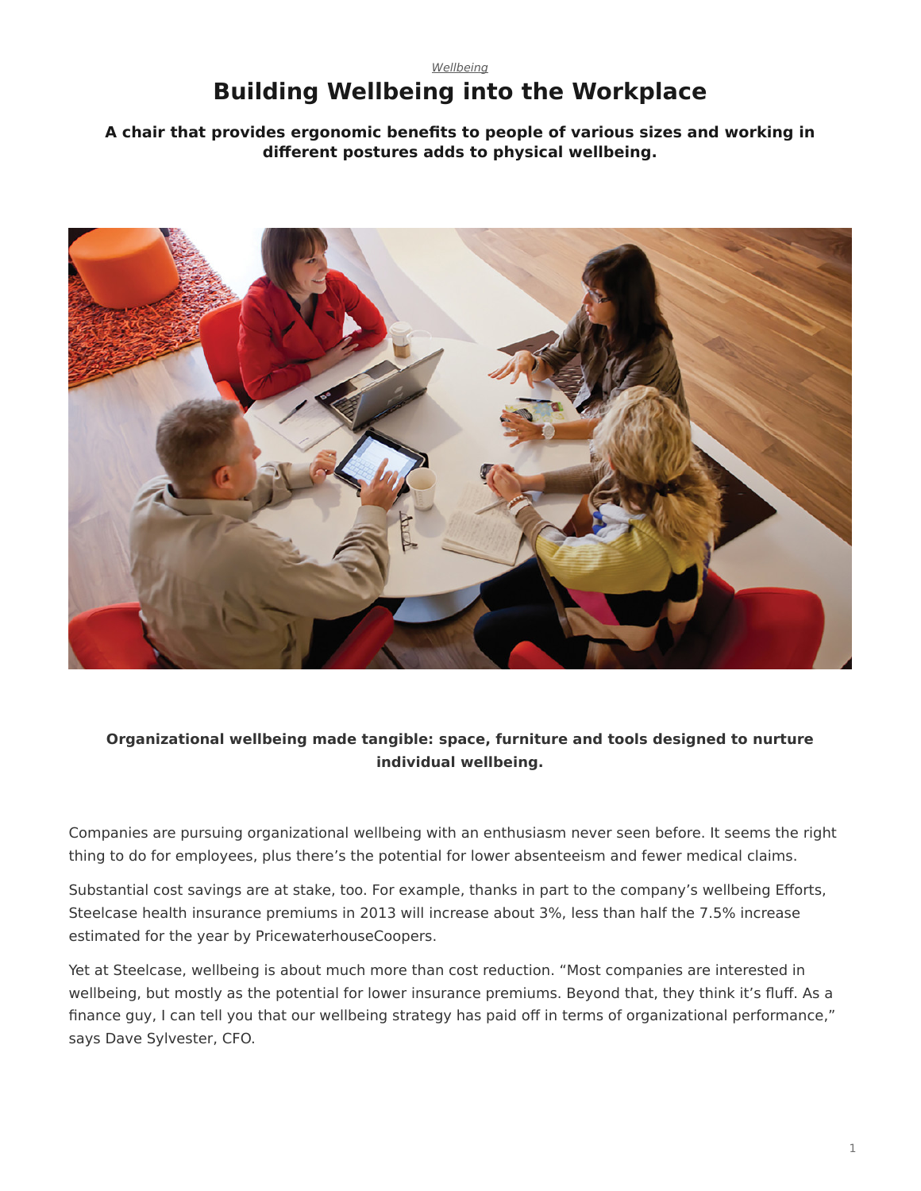*Wellbeing*

# Building Wellbeing into the Workplace

**A chair that provides ergonomic benefits to people of various sizes and working in different postures adds to physical wellbeing.**

**Organizational wellbeing made tangible: space, furniture and tools designed to nurture individual wellbeing.**

Companies are pursuing organizational wellbeing with an enthusiasm never seen before. It seems the right thing to do for employees, plus there's the potential for lower absenteeism and fewer medical claims.

Substantial cost savings are at stake, too. For example, thanks in part to the company's wellbeing Efforts, Steelcase health insurance premiums in 2013 will increase about 3%, less than half the 7.5% increase estimated for the year by PricewaterhouseCoopers.

Yet at Steelcase, wellbeing is about much more than cost reduction. "Most companies are interested in wellbeing, but mostly as the potential for lower insurance premiums. Beyond that, they think it's fluff. As a finance guy, I can tell you that our wellbeing strategy has paid off in terms of organizational performance," says Dave Sylvester, CFO.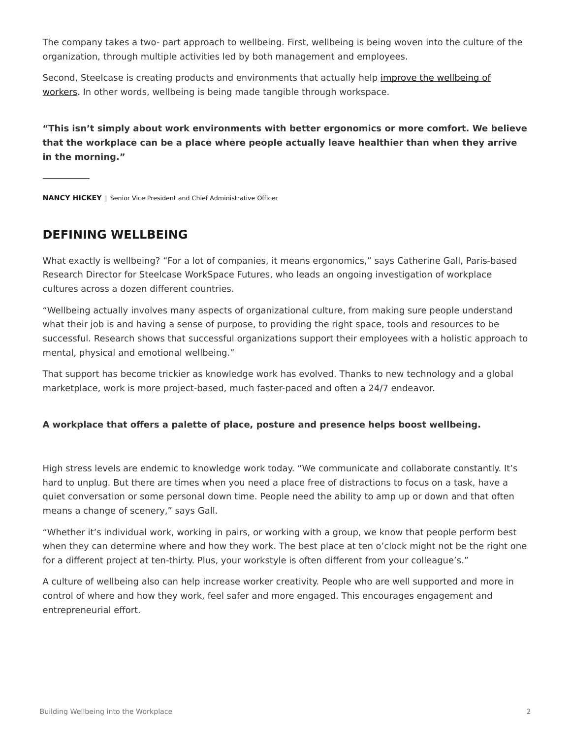The company takes a two- part approach to wellbeing. First, wellbeing is being woven into the culture of the organization, through multiple activities led by both management and employees.

Second, Steelcase is creating products and environments that actually help improve the wellbeing of workers. In other words, wellbeing is being made tangible through workspace.

**“This isn’t simply about work environments with better ergonomics or more comfort. We believe that the workplace can be a place where people actually leave healthier than when they arrive in the morning.”**

---

**NANCY HICKEY** | Senior Vice President and Chief Administrative Officer

## DEFINING WELLBEING

What exactly is wellbeing? “For a lot of companies, it means ergonomics,” says Catherine Gall, Paris-based Research Director for Steelcase WorkSpace Futures, who leads an ongoing investigation of workplace cultures across a dozen different countries.

“Wellbeing actually involves many aspects of organizational culture, from making sure people understand what their job is and having a sense of purpose, to providing the right space, tools and resources to be successful. Research shows that successful organizations support their employees with a holistic approach to mental, physical and emotional wellbeing.”

That support has become trickier as knowledge work has evolved. Thanks to new technology and a global marketplace, work is more project-based, much faster-paced and often a 24/7 endeavor.

**A workplace that offers a palette of place, posture and presence helps boost wellbeing.**

High stress levels are endemic to knowledge work today. “We communicate and collaborate constantly. It’s hard to unplug. But there are times when you need a place free of distractions to focus on a task, have a quiet conversation or some personal down time. People need the ability to amp up or down and that often means a change of scenery,” says Gall.

“Whether it’s individual work, working in pairs, or working with a group, we know that people perform best when they can determine where and how they work. The best place at ten o’clock might not be the right one for a different project at ten-thirty. Plus, your workstyle is often different from your colleague’s.”

A culture of wellbeing also can help increase worker creativity. People who are well supported and more in control of where and how they work, feel safer and more engaged. This encourages engagement and entrepreneurial effort.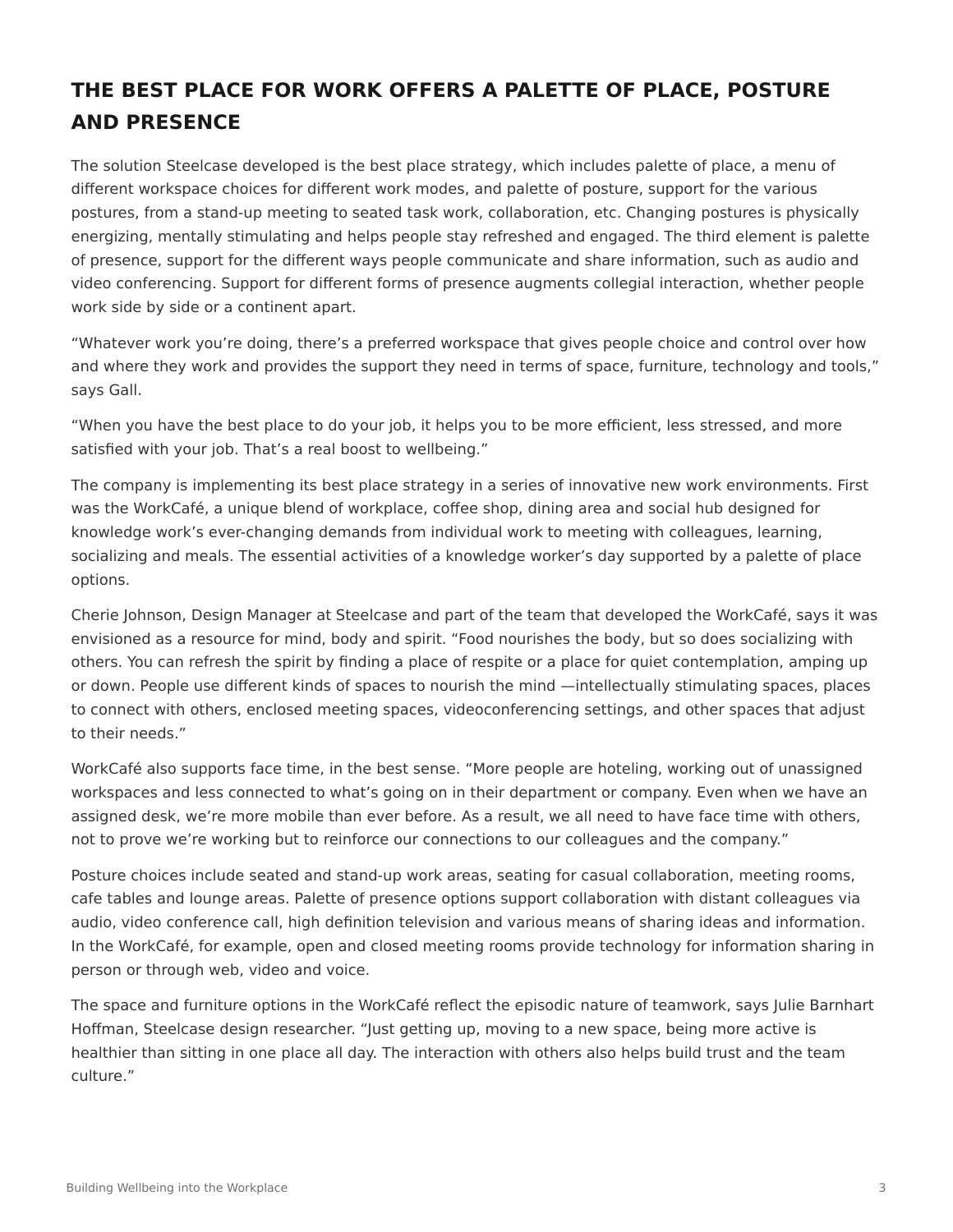## THE BEST PLACE FOR WORK OFFERS A PALETTE OF PLACE, POSTURE AND PRESENCE

The solution Steelcase developed is the best place strategy, which includes palette of place, a menu of different workspace choices for different work modes, and palette of posture, support for the various postures, from a stand-up meeting to seated task work, collaboration, etc. Changing postures is physically energizing, mentally stimulating and helps people stay refreshed and engaged. The third element is palette of presence, support for the different ways people communicate and share information, such as audio and video conferencing. Support for different forms of presence augments collegial interaction, whether people work side by side or a continent apart.

“Whatever work you’re doing, there’s a preferred workspace that gives people choice and control over how and where they work and provides the support they need in terms of space, furniture, technology and tools,” says Gall.

“When you have the best place to do your job, it helps you to be more efficient, less stressed, and more satisfied with your job. That’s a real boost to wellbeing.”

The company is implementing its best place strategy in a series of innovative new work environments. First was the WorkCafé, a unique blend of workplace, coffee shop, dining area and social hub designed for knowledge work’s ever-changing demands from individual work to meeting with colleagues, learning, socializing and meals. The essential activities of a knowledge worker’s day supported by a palette of place options.

Cherie Johnson, Design Manager at Steelcase and part of the team that developed the WorkCafé, says it was envisioned as a resource for mind, body and spirit. “Food nourishes the body, but so does socializing with others. You can refresh the spirit by finding a place of respite or a place for quiet contemplation, amping up or down. People use different kinds of spaces to nourish the mind —intellectually stimulating spaces, places to connect with others, enclosed meeting spaces, videoconferencing settings, and other spaces that adjust to their needs.”

WorkCafé also supports face time, in the best sense. “More people are hoteling, working out of unassigned workspaces and less connected to what’s going on in their department or company. Even when we have an assigned desk, we’re more mobile than ever before. As a result, we all need to have face time with others, not to prove we’re working but to reinforce our connections to our colleagues and the company.”

Posture choices include seated and stand-up work areas, seating for casual collaboration, meeting rooms, cafe tables and lounge areas. Palette of presence options support collaboration with distant colleagues via audio, video conference call, high definition television and various means of sharing ideas and information. In the WorkCafé, for example, open and closed meeting rooms provide technology for information sharing in person or through web, video and voice.

The space and furniture options in the WorkCafé reflect the episodic nature of teamwork, says Julie Barnhart Hoffman, Steelcase design researcher. “Just getting up, moving to a new space, being more active is healthier than sitting in one place all day. The interaction with others also helps build trust and the team culture.”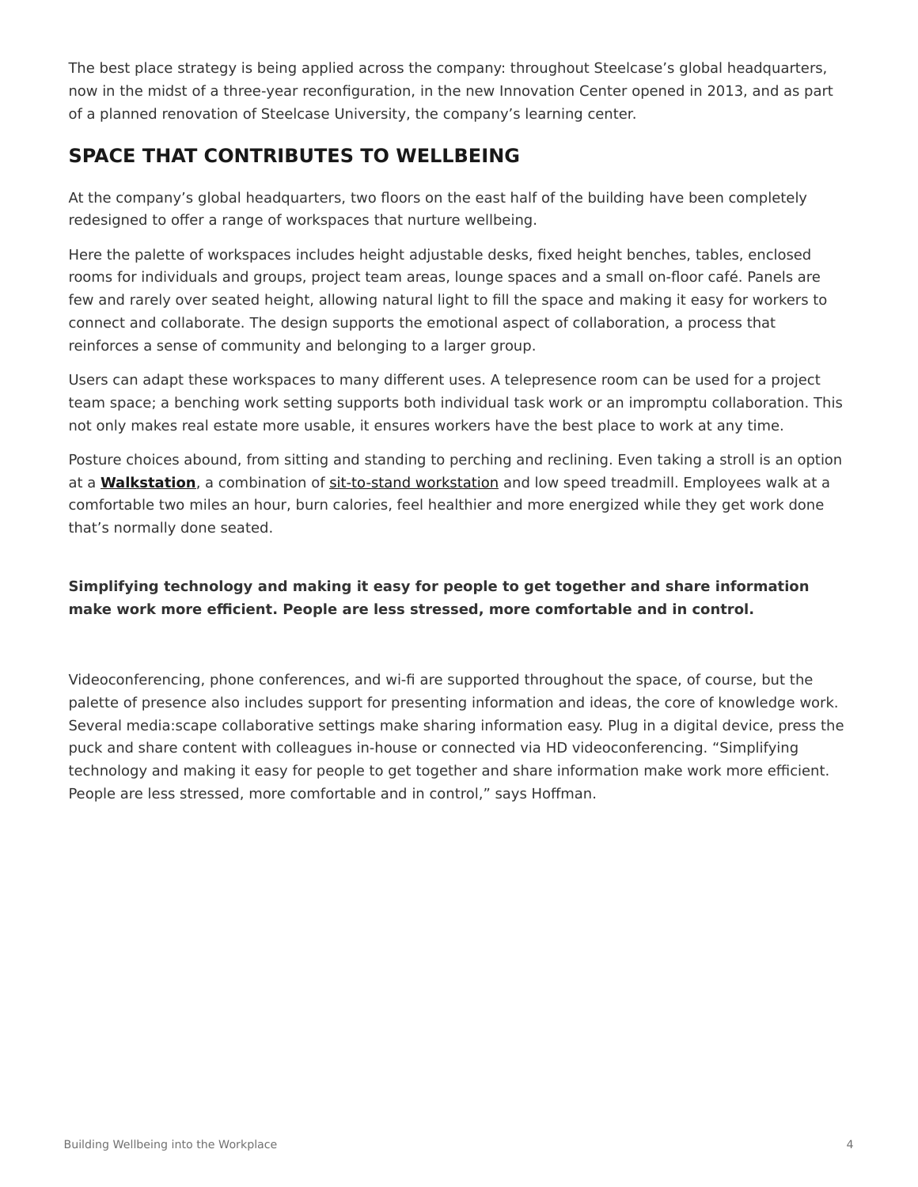The best place strategy is being applied across the company: throughout Steelcase's global headquarters, now in the midst of a three-year reconfiguration, in the new Innovation Center opened in 2013, and as part of a planned renovation of Steelcase University, the company's learning center.

## SPACE THAT CONTRIBUTES TO WELLBEING

At the company's global headquarters, two floors on the east half of the building have been completely redesigned to offer a range of workspaces that nurture wellbeing.

Here the palette of workspaces includes height adjustable desks, fixed height benches, tables, enclosed rooms for individuals and groups, project team areas, lounge spaces and a small on-floor café. Panels are few and rarely over seated height, allowing natural light to fill the space and making it easy for workers to connect and collaborate. The design supports the emotional aspect of collaboration, a process that reinforces a sense of community and belonging to a larger group.

Users can adapt these workspaces to many different uses. A telepresence room can be used for a project team space; a benching work setting supports both individual task work or an impromptu collaboration. This not only makes real estate more usable, it ensures workers have the best place to work at any time.

Posture choices abound, from sitting and standing to perching and reclining. Even taking a stroll is an option at a **Walkstation**, a combination of sit-to-stand workstation and low speed treadmill. Employees walk at a comfortable two miles an hour, burn calories, feel healthier and more energized while they get work done that's normally done seated.

**Simplifying technology and making it easy for people to get together and share information make work more efficient. People are less stressed, more comfortable and in control.**

Videoconferencing, phone conferences, and wi-fi are supported throughout the space, of course, but the palette of presence also includes support for presenting information and ideas, the core of knowledge work. Several media:scape collaborative settings make sharing information easy. Plug in a digital device, press the puck and share content with colleagues in-house or connected via HD videoconferencing. "Simplifying technology and making it easy for people to get together and share information make work more efficient. People are less stressed, more comfortable and in control," says Hoffman.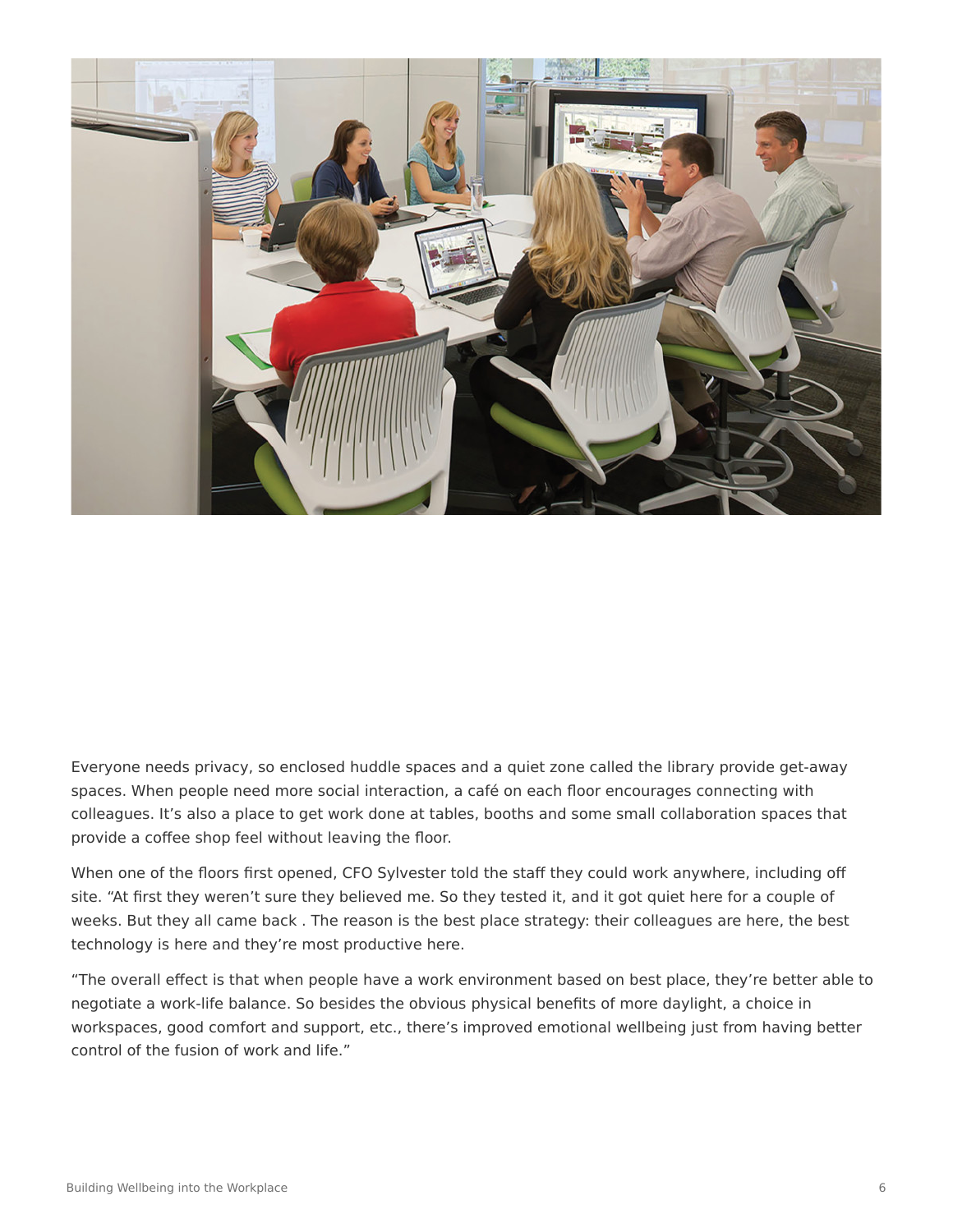Everyone needs privacy, so enclosed huddle spaces and a quiet zone called the library provide get-away spaces. When people need more social interaction, a café on each floor encourages connecting with colleagues. It's also a place to get work done at tables, booths and some small collaboration spaces that provide a coffee shop feel without leaving the floor.

When one of the floors first opened, CFO Sylvester told the staff they could work anywhere, including off site. "At first they weren't sure they believed me. So they tested it, and it got quiet here for a couple of weeks. But they all came back . The reason is the best place strategy: their colleagues are here, the best technology is here and they're most productive here.

"The overall effect is that when people have a work environment based on best place, they're better able to negotiate a work-life balance. So besides the obvious physical benefits of more daylight, a choice in workspaces, good comfort and support, etc., there's improved emotional wellbeing just from having better control of the fusion of work and life."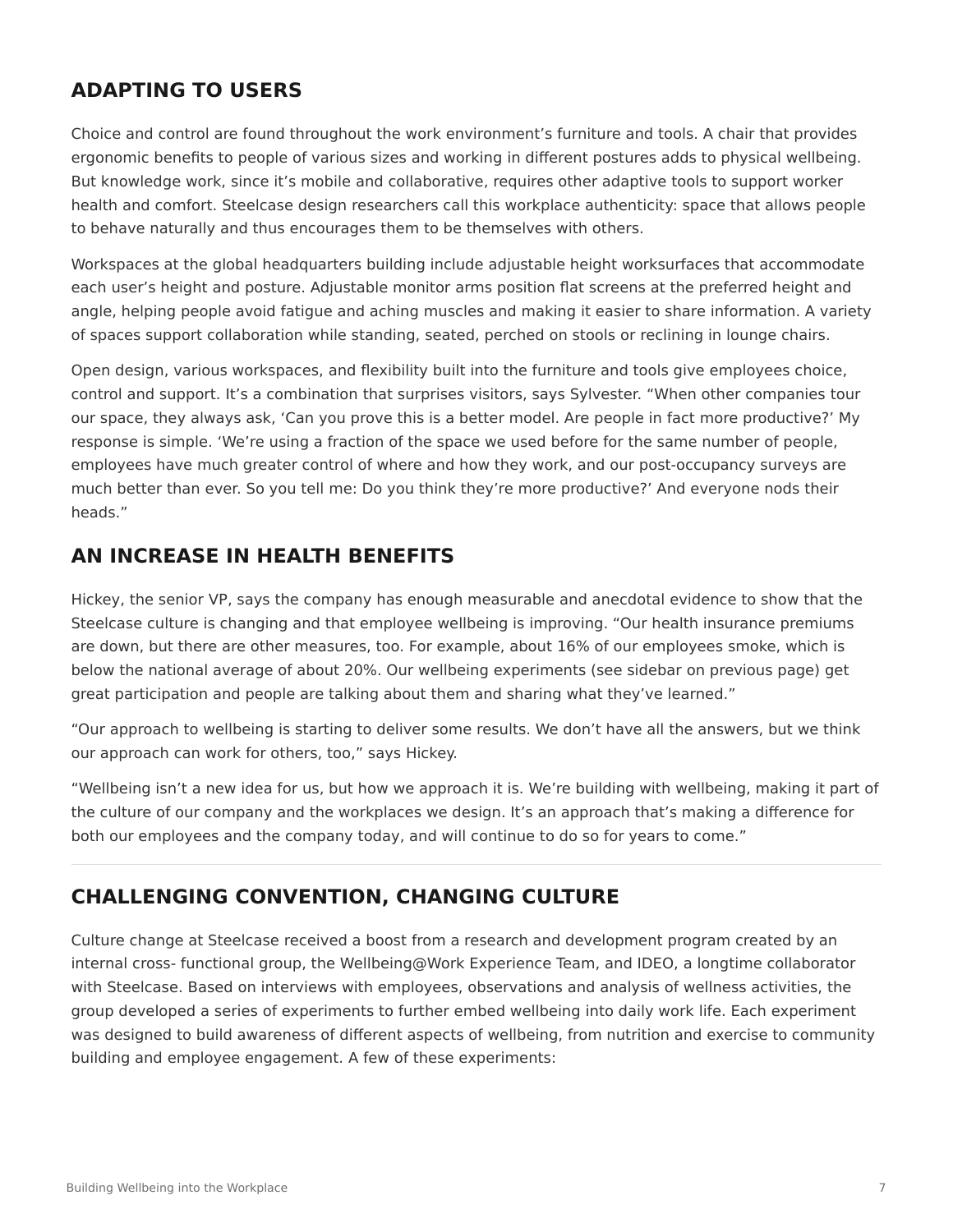## ADAPTING TO USERS

Choice and control are found throughout the work environment's furniture and tools. A chair that provides ergonomic benefits to people of various sizes and working in different postures adds to physical wellbeing. But knowledge work, since it's mobile and collaborative, requires other adaptive tools to support worker health and comfort. Steelcase design researchers call this workplace authenticity: space that allows people to behave naturally and thus encourages them to be themselves with others.

Workspaces at the global headquarters building include adjustable height worksurfaces that accommodate each user's height and posture. Adjustable monitor arms position flat screens at the preferred height and angle, helping people avoid fatigue and aching muscles and making it easier to share information. A variety of spaces support collaboration while standing, seated, perched on stools or reclining in lounge chairs.

Open design, various workspaces, and flexibility built into the furniture and tools give employees choice, control and support. It's a combination that surprises visitors, says Sylvester. "When other companies tour our space, they always ask, 'Can you prove this is a better model. Are people in fact more productive?' My response is simple. 'We're using a fraction of the space we used before for the same number of people, employees have much greater control of where and how they work, and our post-occupancy surveys are much better than ever. So you tell me: Do you think they're more productive?' And everyone nods their heads."

## AN INCREASE IN HEALTH BENEFITS

Hickey, the senior VP, says the company has enough measurable and anecdotal evidence to show that the Steelcase culture is changing and that employee wellbeing is improving. "Our health insurance premiums are down, but there are other measures, too. For example, about 16% of our employees smoke, which is below the national average of about 20%. Our wellbeing experiments (see sidebar on previous page) get great participation and people are talking about them and sharing what they've learned."

"Our approach to wellbeing is starting to deliver some results. We don't have all the answers, but we think our approach can work for others, too," says Hickey.

"Wellbeing isn't a new idea for us, but how we approach it is. We're building with wellbeing, making it part of the culture of our company and the workplaces we design. It's an approach that's making a difference for both our employees and the company today, and will continue to do so for years to come."

---

## CHALLENGING CONVENTION, CHANGING CULTURE

Culture change at Steelcase received a boost from a research and development program created by an internal cross- functional group, the Wellbeing@Work Experience Team, and IDEO, a longtime collaborator with Steelcase. Based on interviews with employees, observations and analysis of wellness activities, the group developed a series of experiments to further embed wellbeing into daily work life. Each experiment was designed to build awareness of different aspects of wellbeing, from nutrition and exercise to community building and employee engagement. A few of these experiments: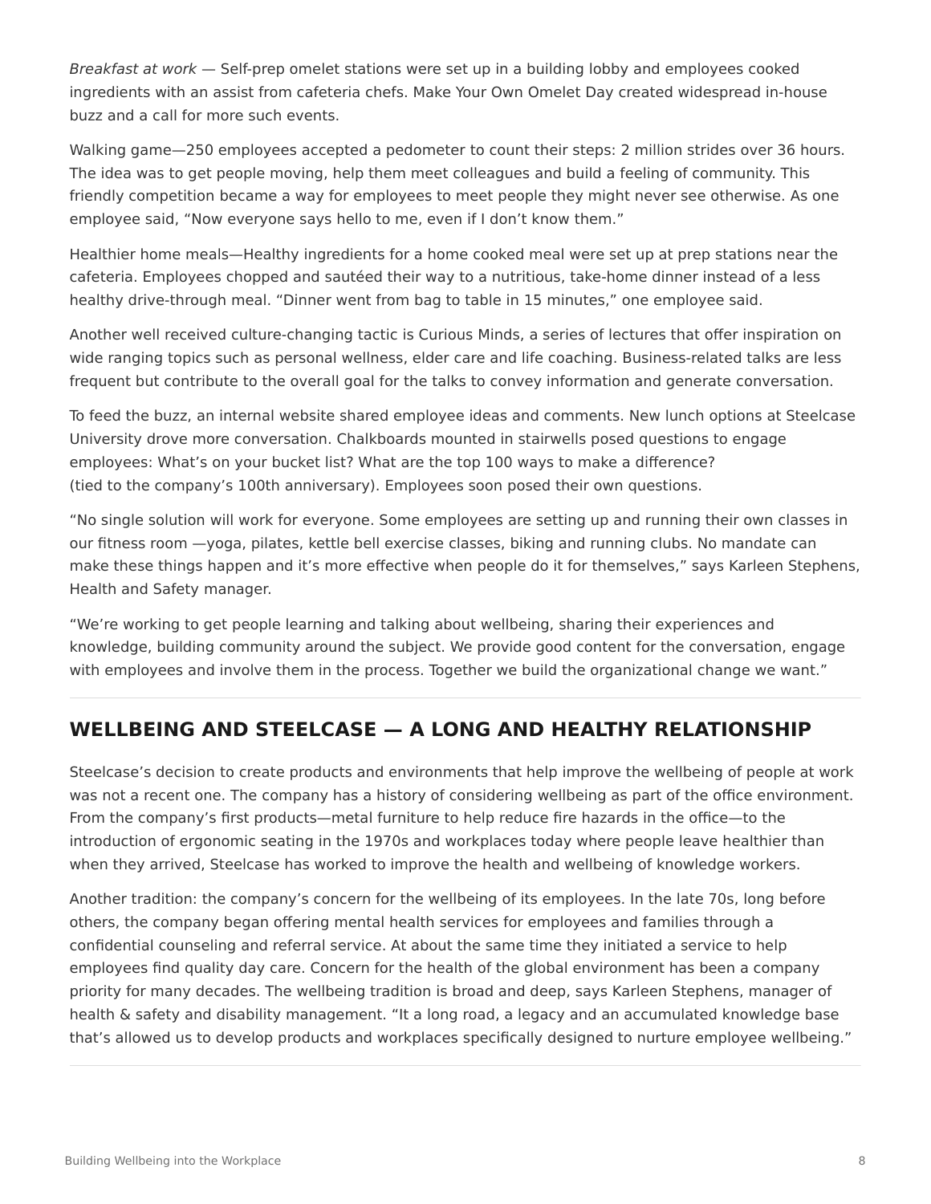*Breakfast at work* — Self-prep omelet stations were set up in a building lobby and employees cooked ingredients with an assist from cafeteria chefs. Make Your Own Omelet Day created widespread in-house buzz and a call for more such events.

Walking game—250 employees accepted a pedometer to count their steps: 2 million strides over 36 hours. The idea was to get people moving, help them meet colleagues and build a feeling of community. This friendly competition became a way for employees to meet people they might never see otherwise. As one employee said, "Now everyone says hello to me, even if I don't know them."

Healthier home meals—Healthy ingredients for a home cooked meal were set up at prep stations near the cafeteria. Employees chopped and sautéed their way to a nutritious, take-home dinner instead of a less healthy drive-through meal. "Dinner went from bag to table in 15 minutes," one employee said.

Another well received culture-changing tactic is Curious Minds, a series of lectures that offer inspiration on wide ranging topics such as personal wellness, elder care and life coaching. Business-related talks are less frequent but contribute to the overall goal for the talks to convey information and generate conversation.

To feed the buzz, an internal website shared employee ideas and comments. New lunch options at Steelcase University drove more conversation. Chalkboards mounted in stairwells posed questions to engage employees: What's on your bucket list? What are the top 100 ways to make a difference? (tied to the company's 100th anniversary). Employees soon posed their own questions.

"No single solution will work for everyone. Some employees are setting up and running their own classes in our fitness room —yoga, pilates, kettle bell exercise classes, biking and running clubs. No mandate can make these things happen and it's more effective when people do it for themselves," says Karleen Stephens, Health and Safety manager.

"We're working to get people learning and talking about wellbeing, sharing their experiences and knowledge, building community around the subject. We provide good content for the conversation, engage with employees and involve them in the process. Together we build the organizational change we want."

## WELLBEING AND STEELCASE — A LONG AND HEALTHY RELATIONSHIP

Steelcase's decision to create products and environments that help improve the wellbeing of people at work was not a recent one. The company has a history of considering wellbeing as part of the office environment. From the company's first products—metal furniture to help reduce fire hazards in the office—to the introduction of ergonomic seating in the 1970s and workplaces today where people leave healthier than when they arrived, Steelcase has worked to improve the health and wellbeing of knowledge workers.

Another tradition: the company's concern for the wellbeing of its employees. In the late 70s, long before others, the company began offering mental health services for employees and families through a confidential counseling and referral service. At about the same time they initiated a service to help employees find quality day care. Concern for the health of the global environment has been a company priority for many decades. The wellbeing tradition is broad and deep, says Karleen Stephens, manager of health & safety and disability management. "It a long road, a legacy and an accumulated knowledge base that's allowed us to develop products and workplaces specifically designed to nurture employee wellbeing."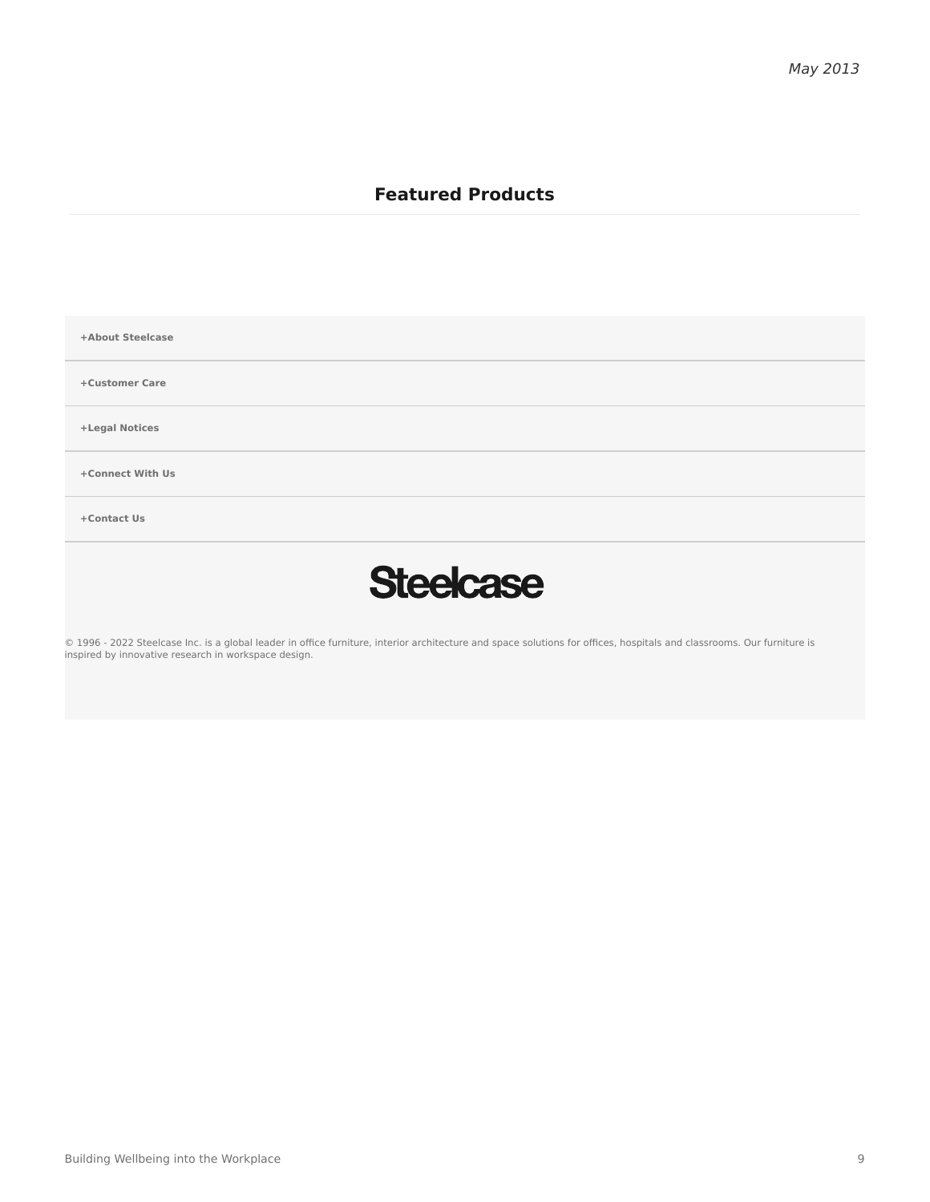*May 2013*

## Featured Products

**+About Steelcase**

**+Customer Care**

**+Legal Notices**

**+Connect With Us**

**+Contact Us**

Steelcase

© 1996 - 2022 Steelcase Inc. is a global leader in office furniture, interior architecture and space solutions for offices, hospitals and classrooms. Our furniture is inspired by innovative research in workspace design.